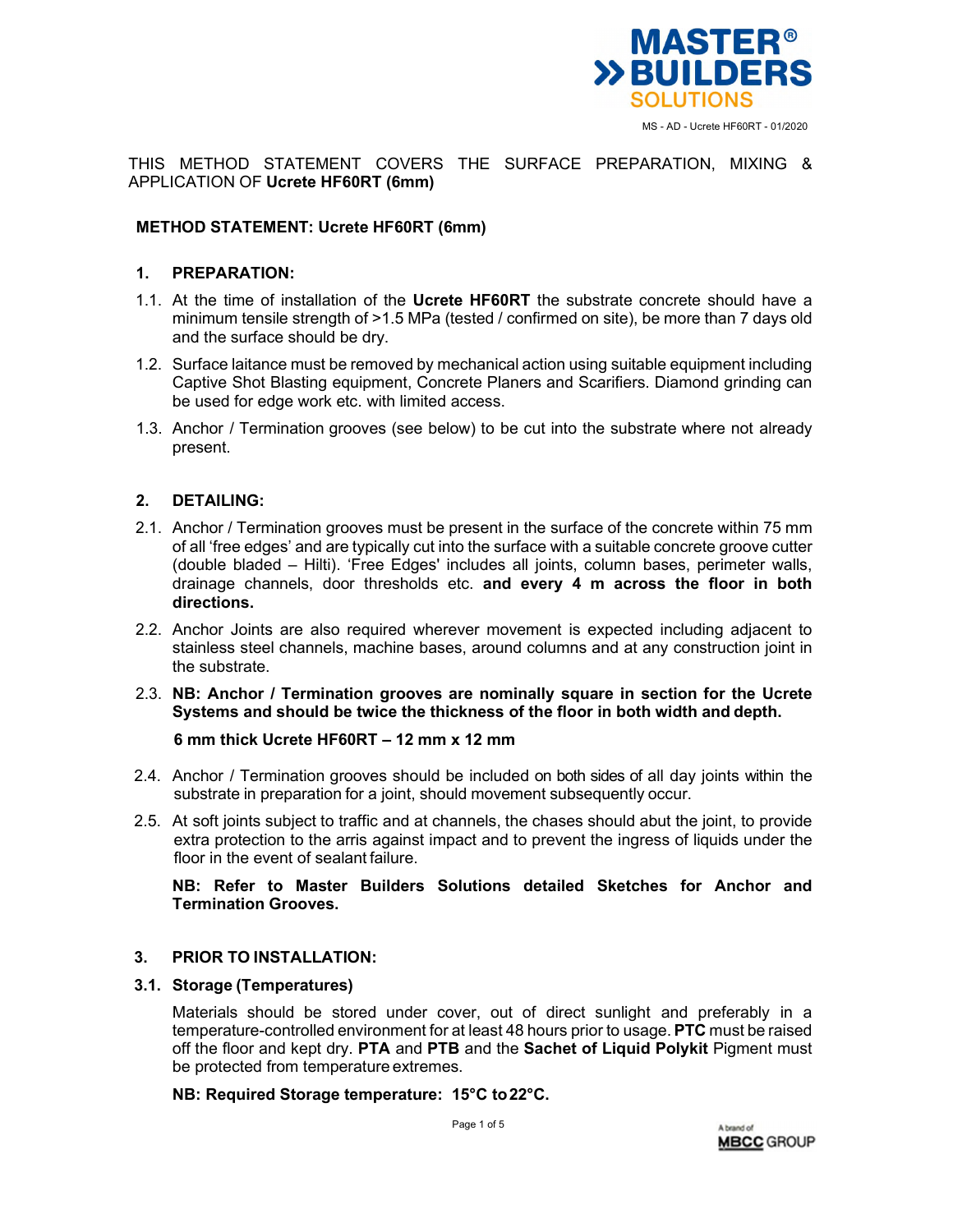MS - AD - Ucrete HF60RT - 01/2020

THIS METHOD STATEMENT COVERS THE SURFACE PREPARATION, MIXING & APPLICATION OF **Ucrete HF60RT (6mm)**

## METHOD STATEMENT: Ucrete HF60RT (6mm)

### 1. PREPARATION:

1.1. At the time of installation of the **Ucrete HF60RT** the substrate concrete should have a minimum tensile strength of >1.5 MPa (tested / confirmed on site), be more than 7 days old and the surface should be dry.

1.2. Surface laitance must be removed by mechanical action using suitable equipment including Captive Shot Blasting equipment, Concrete Planers and Scarifiers. Diamond grinding can be used for edge work etc. with limited access.

1.3. Anchor / Termination grooves (see below) to be cut into the substrate where not already present.

### 2. DETAILING:

2.1. Anchor / Termination grooves must be present in the surface of the concrete within 75 mm of all 'free edges' and are typically cut into the surface with a suitable concrete groove cutter (double bladed – Hilti). 'Free Edges' includes all joints, column bases, perimeter walls, drainage channels, door thresholds etc. **and every 4 m across the floor in both directions.**

2.2. Anchor Joints are also required wherever movement is expected including adjacent to stainless steel channels, machine bases, around columns and at any construction joint in the substrate.

2.3. **NB: Anchor / Termination grooves are nominally square in section for the Ucrete Systems and should be twice the thickness of the floor in both width and depth.**

**6 mm thick Ucrete HF60RT – 12 mm x 12 mm**

2.4. Anchor / Termination grooves should be included on both sides of all day joints within the substrate in preparation for a joint, should movement subsequently occur.

2.5. At soft joints subject to traffic and at channels, the chases should abut the joint, to provide extra protection to the arris against impact and to prevent the ingress of liquids under the floor in the event of sealant failure.

**NB: Refer to Master Builders Solutions detailed Sketches for Anchor and Termination Grooves.**

### 3. PRIOR TO INSTALLATION:

**3.1. Storage (Temperatures)**

Materials should be stored under cover, out of direct sunlight and preferably in a temperature-controlled environment for at least 48 hours prior to usage. **PTC** must be raised off the floor and kept dry. **PTA** and **PTB** and the **Sachet of Liquid Polykit** Pigment must be protected from temperature extremes.

**NB: Required Storage temperature: 15°C to 22°C.**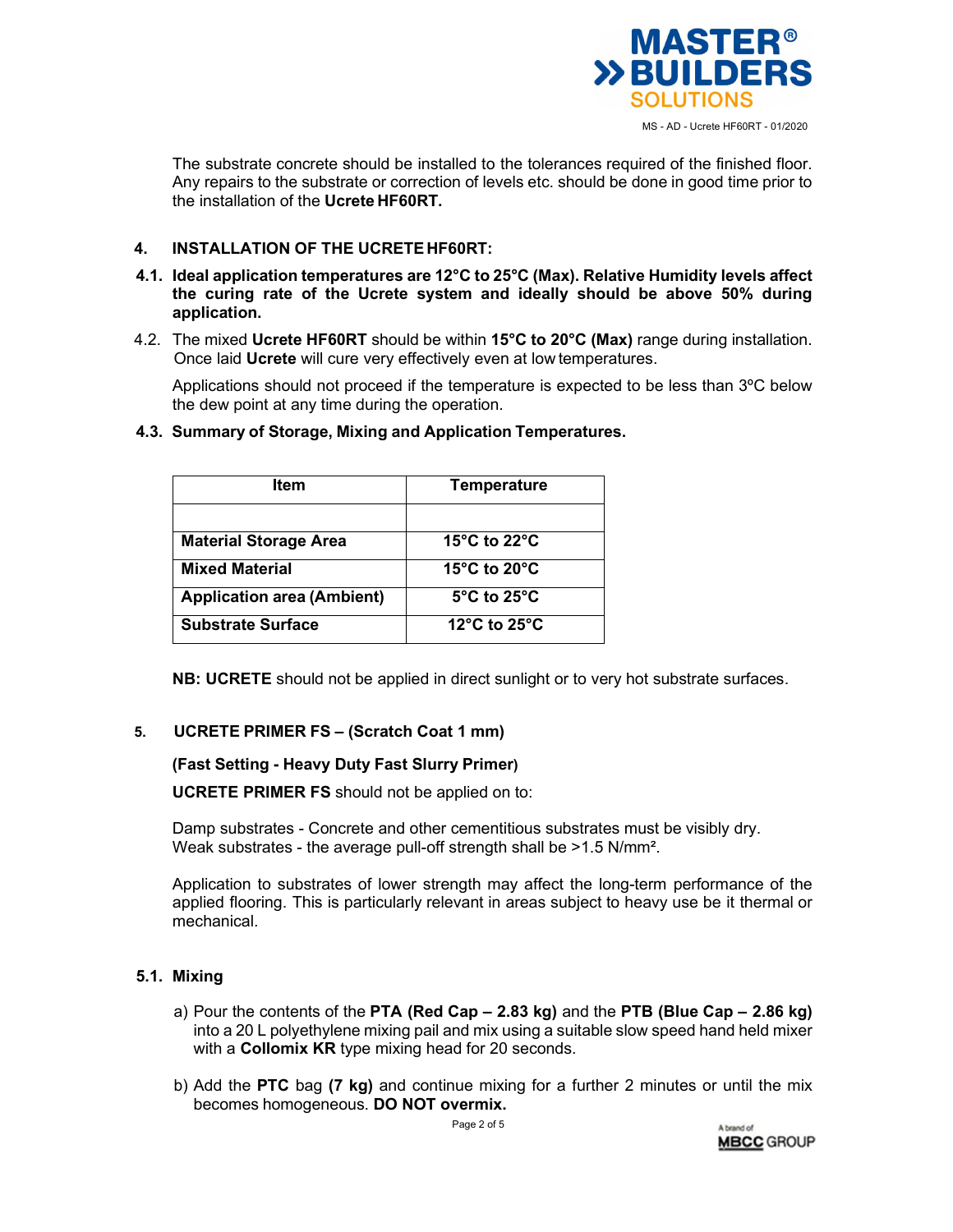The substrate concrete should be installed to the tolerances required of the finished floor. Any repairs to the substrate or correction of levels etc. should be done in good time prior to the installation of the **Ucrete HF60RT.**

## 4. INSTALLATION OF THE UCRETE HF60RT:

**4.1. Ideal application temperatures are 12°C to 25°C (Max). Relative Humidity levels affect the curing rate of the Ucrete system and ideally should be above 50% during application.**

4.2. The mixed **Ucrete HF60RT** should be within **15°C to 20°C (Max)** range during installation. Once laid **Ucrete** will cure very effectively even at low temperatures.

Applications should not proceed if the temperature is expected to be less than 3ºC below the dew point at any time during the operation.

**4.3. Summary of Storage, Mixing and Application Temperatures.**

| Item | Temperature |
|---|---|
| | |
| **Material Storage Area** | **15°C to 22°C** |
| **Mixed Material** | **15°C to 20°C** |
| **Application area (Ambient)** | **5°C to 25°C** |
| **Substrate Surface** | **12°C to 25°C** |

**NB: UCRETE** should not be applied in direct sunlight or to very hot substrate surfaces.

## 5. UCRETE PRIMER FS – (Scratch Coat 1 mm)

**(Fast Setting - Heavy Duty Fast Slurry Primer)**

**UCRETE PRIMER FS** should not be applied on to:

Damp substrates - Concrete and other cementitious substrates must be visibly dry.
Weak substrates - the average pull-off strength shall be >1.5 N/mm².

Application to substrates of lower strength may affect the long-term performance of the applied flooring. This is particularly relevant in areas subject to heavy use be it thermal or mechanical.

### 5.1. Mixing

a) Pour the contents of the **PTA (Red Cap – 2.83 kg)** and the **PTB (Blue Cap – 2.86 kg)** into a 20 L polyethylene mixing pail and mix using a suitable slow speed hand held mixer with a **Collomix KR** type mixing head for 20 seconds.

b) Add the **PTC** bag **(7 kg)** and continue mixing for a further 2 minutes or until the mix becomes homogeneous. **DO NOT overmix.**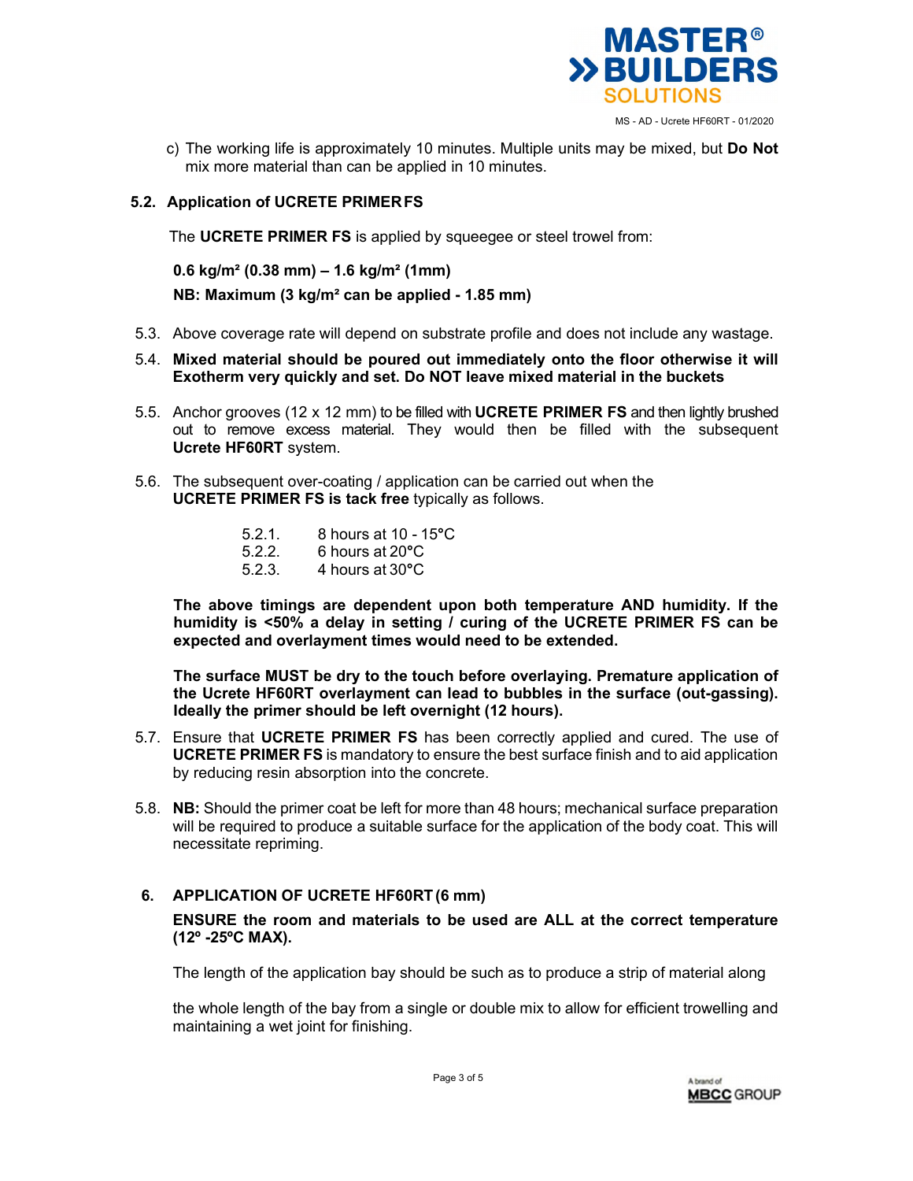c) The working life is approximately 10 minutes. Multiple units may be mixed, but **Do Not** mix more material than can be applied in 10 minutes.

### 5.2. Application of UCRETE PRIMER FS

The **UCRETE PRIMER FS** is applied by squeegee or steel trowel from:

**0.6 kg/m² (0.38 mm) – 1.6 kg/m² (1mm)**

**NB: Maximum (3 kg/m² can be applied - 1.85 mm)**

5.3. Above coverage rate will depend on substrate profile and does not include any wastage.

5.4. **Mixed material should be poured out immediately onto the floor otherwise it will Exotherm very quickly and set. Do NOT leave mixed material in the buckets**

5.5. Anchor grooves (12 x 12 mm) to be filled with **UCRETE PRIMER FS** and then lightly brushed out to remove excess material. They would then be filled with the subsequent **Ucrete HF60RT** system.

5.6. The subsequent over-coating / application can be carried out when the **UCRETE PRIMER FS is tack free** typically as follows.

- 5.2.1. 8 hours at 10 - 15°C
- 5.2.2. 6 hours at 20°C
- 5.2.3. 4 hours at 30°C

**The above timings are dependent upon both temperature AND humidity. If the humidity is <50% a delay in setting / curing of the UCRETE PRIMER FS can be expected and overlayment times would need to be extended.**

**The surface MUST be dry to the touch before overlaying. Premature application of the Ucrete HF60RT overlayment can lead to bubbles in the surface (out-gassing). Ideally the primer should be left overnight (12 hours).**

5.7. Ensure that **UCRETE PRIMER FS** has been correctly applied and cured. The use of **UCRETE PRIMER FS** is mandatory to ensure the best surface finish and to aid application by reducing resin absorption into the concrete.

5.8. **NB:** Should the primer coat be left for more than 48 hours; mechanical surface preparation will be required to produce a suitable surface for the application of the body coat. This will necessitate repriming.

## 6. APPLICATION OF UCRETE HF60RT (6 mm)

**ENSURE the room and materials to be used are ALL at the correct temperature (12º -25ºC MAX).**

The length of the application bay should be such as to produce a strip of material along

the whole length of the bay from a single or double mix to allow for efficient trowelling and maintaining a wet joint for finishing.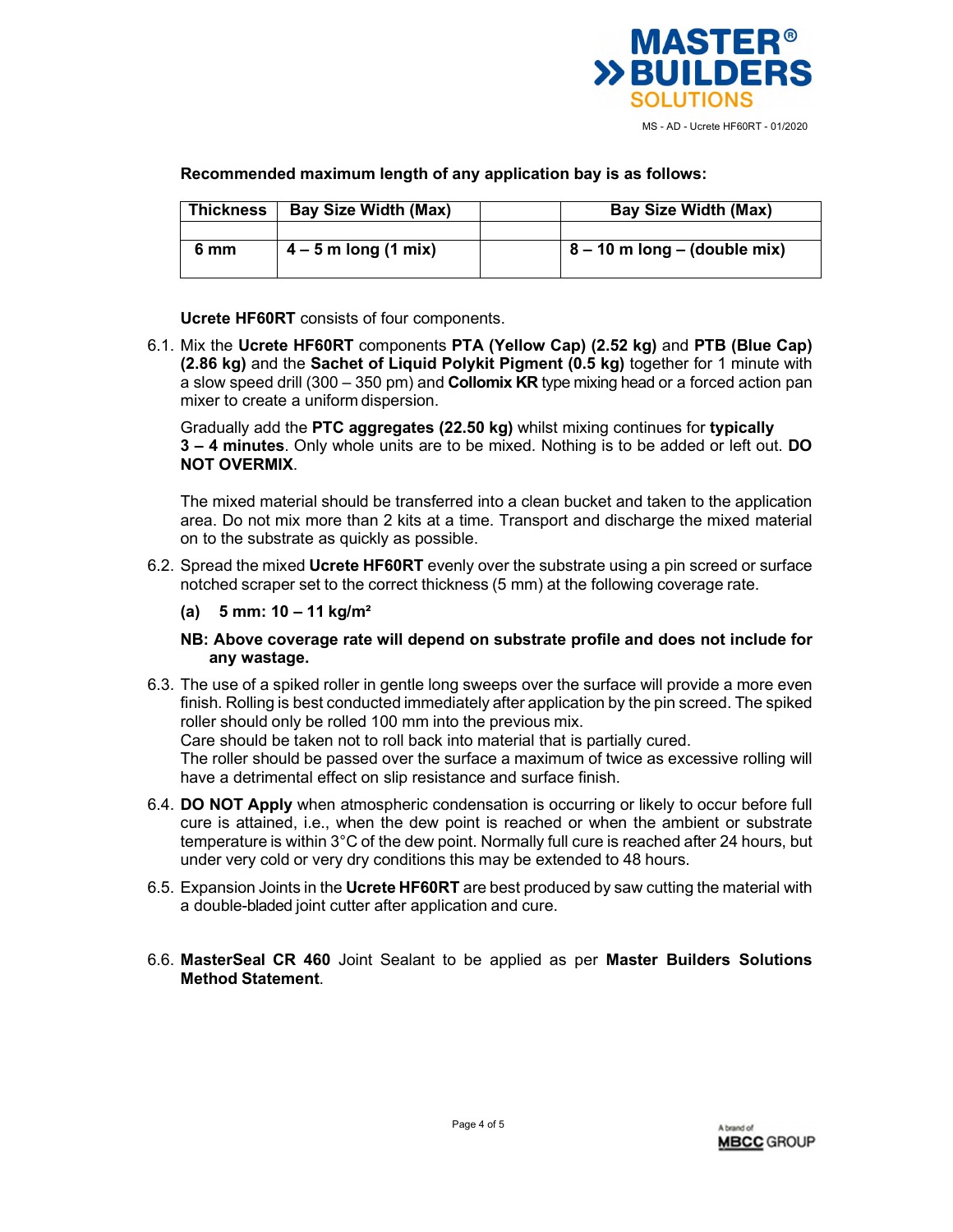**Recommended maximum length of any application bay is as follows:**

| Thickness | Bay Size Width (Max) | | Bay Size Width (Max) |
|---|---|---|---|
| | | | |
| 6 mm | 4 – 5 m long (1 mix) | | 8 – 10 m long – (double mix) |

**Ucrete HF60RT** consists of four components.

6.1. Mix the **Ucrete HF60RT** components **PTA (Yellow Cap) (2.52 kg)** and **PTB (Blue Cap) (2.86 kg)** and the **Sachet of Liquid Polykit Pigment (0.5 kg)** together for 1 minute with a slow speed drill (300 – 350 pm) and **Collomix KR** type mixing head or a forced action pan mixer to create a uniform dispersion.

Gradually add the **PTC aggregates (22.50 kg)** whilst mixing continues for **typically 3 – 4 minutes**. Only whole units are to be mixed. Nothing is to be added or left out. **DO NOT OVERMIX**.

The mixed material should be transferred into a clean bucket and taken to the application area. Do not mix more than 2 kits at a time. Transport and discharge the mixed material on to the substrate as quickly as possible.

6.2. Spread the mixed **Ucrete HF60RT** evenly over the substrate using a pin screed or surface notched scraper set to the correct thickness (5 mm) at the following coverage rate.

**(a) 5 mm: 10 – 11 kg/m²**

**NB: Above coverage rate will depend on substrate profile and does not include for any wastage.**

6.3. The use of a spiked roller in gentle long sweeps over the surface will provide a more even finish. Rolling is best conducted immediately after application by the pin screed. The spiked roller should only be rolled 100 mm into the previous mix.
Care should be taken not to roll back into material that is partially cured.
The roller should be passed over the surface a maximum of twice as excessive rolling will have a detrimental effect on slip resistance and surface finish.

6.4. **DO NOT Apply** when atmospheric condensation is occurring or likely to occur before full cure is attained, i.e., when the dew point is reached or when the ambient or substrate temperature is within 3°C of the dew point. Normally full cure is reached after 24 hours, but under very cold or very dry conditions this may be extended to 48 hours.

6.5. Expansion Joints in the **Ucrete HF60RT** are best produced by saw cutting the material with a double-bladed joint cutter after application and cure.

6.6. **MasterSeal CR 460** Joint Sealant to be applied as per **Master Builders Solutions Method Statement**.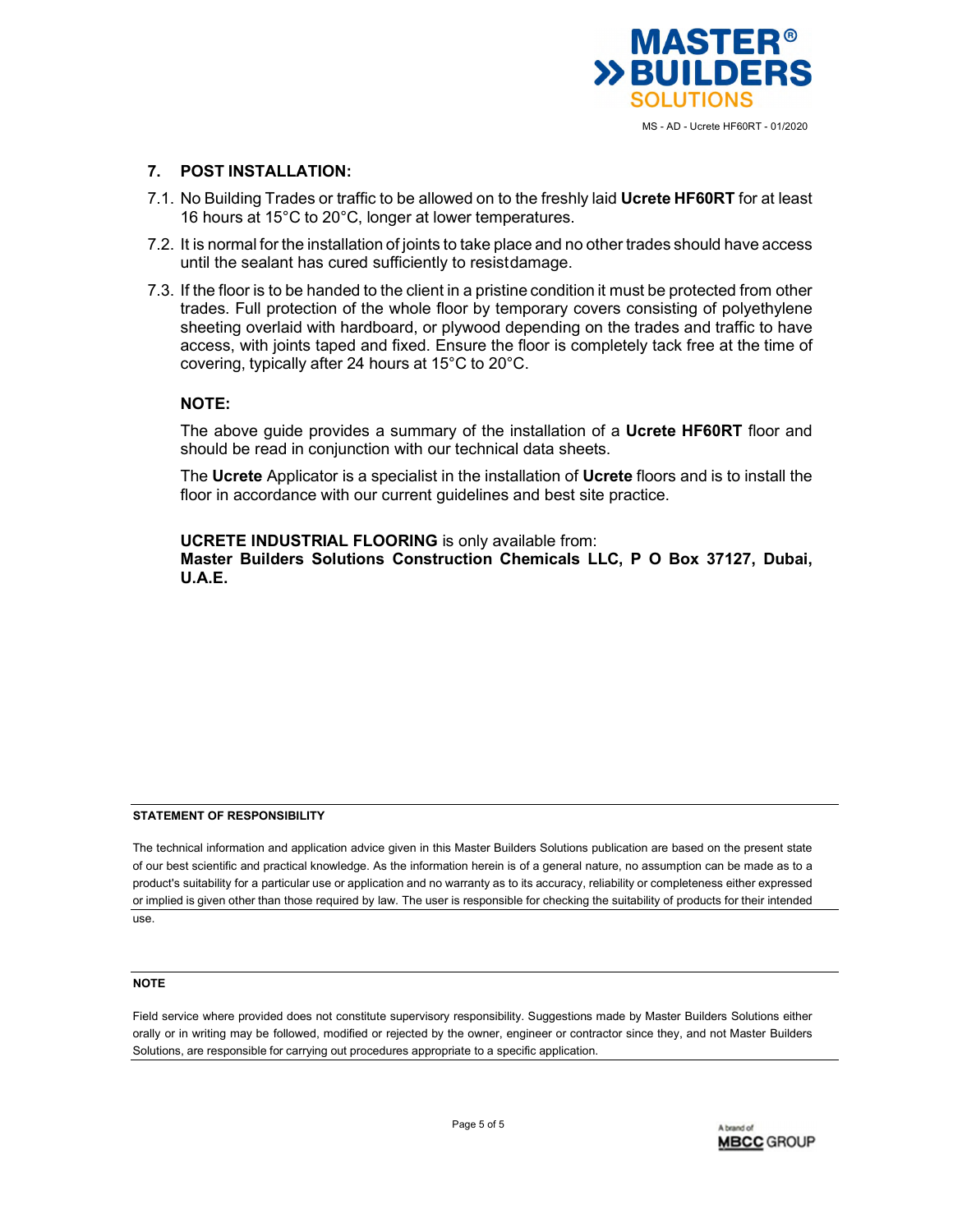## 7. POST INSTALLATION:

7.1. No Building Trades or traffic to be allowed on to the freshly laid **Ucrete HF60RT** for at least 16 hours at 15°C to 20°C, longer at lower temperatures.

7.2. It is normal for the installation of joints to take place and no other trades should have access until the sealant has cured sufficiently to resist damage.

7.3. If the floor is to be handed to the client in a pristine condition it must be protected from other trades. Full protection of the whole floor by temporary covers consisting of polyethylene sheeting overlaid with hardboard, or plywood depending on the trades and traffic to have access, with joints taped and fixed. Ensure the floor is completely tack free at the time of covering, typically after 24 hours at 15°C to 20°C.

**NOTE:**

The above guide provides a summary of the installation of a **Ucrete HF60RT** floor and should be read in conjunction with our technical data sheets.

The **Ucrete** Applicator is a specialist in the installation of **Ucrete** floors and is to install the floor in accordance with our current guidelines and best site practice.

**UCRETE INDUSTRIAL FLOORING** is only available from:
**Master Builders Solutions Construction Chemicals LLC, P O Box 37127, Dubai, U.A.E.**

---

**STATEMENT OF RESPONSIBILITY**

The technical information and application advice given in this Master Builders Solutions publication are based on the present state of our best scientific and practical knowledge. As the information herein is of a general nature, no assumption can be made as to a product's suitability for a particular use or application and no warranty as to its accuracy, reliability or completeness either expressed or implied is given other than those required by law. The user is responsible for checking the suitability of products for their intended use.

---

**NOTE**

Field service where provided does not constitute supervisory responsibility. Suggestions made by Master Builders Solutions either orally or in writing may be followed, modified or rejected by the owner, engineer or contractor since they, and not Master Builders Solutions, are responsible for carrying out procedures appropriate to a specific application.